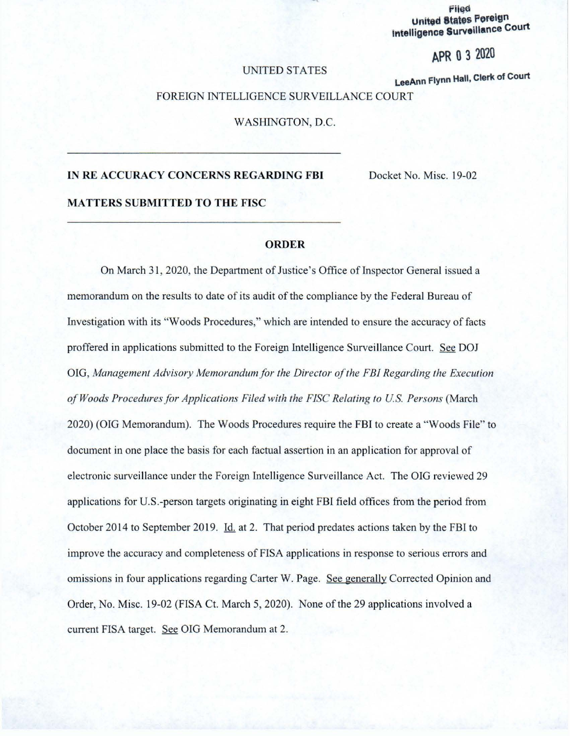Filed
United States Foreign
Intelligence Surveillance Court

APR 0 3 2020

LeeAnn Flynn Hall, Clerk of Court

UNITED STATES

FOREIGN INTELLIGENCE SURVEILLANCE COURT

WASHINGTON, D.C.

---

**IN RE ACCURACY CONCERNS REGARDING FBI MATTERS SUBMITTED TO THE FISC**

Docket No. Misc. 19-02

---

**ORDER**

On March 31, 2020, the Department of Justice's Office of Inspector General issued a memorandum on the results to date of its audit of the compliance by the Federal Bureau of Investigation with its "Woods Procedures," which are intended to ensure the accuracy of facts proffered in applications submitted to the Foreign Intelligence Surveillance Court. See DOJ OIG, *Management Advisory Memorandum for the Director of the FBI Regarding the Execution of Woods Procedures for Applications Filed with the FISC Relating to U.S. Persons* (March 2020) (OIG Memorandum). The Woods Procedures require the FBI to create a "Woods File" to document in one place the basis for each factual assertion in an application for approval of electronic surveillance under the Foreign Intelligence Surveillance Act. The OIG reviewed 29 applications for U.S.-person targets originating in eight FBI field offices from the period from October 2014 to September 2019. Id. at 2. That period predates actions taken by the FBI to improve the accuracy and completeness of FISA applications in response to serious errors and omissions in four applications regarding Carter W. Page. See generally Corrected Opinion and Order, No. Misc. 19-02 (FISA Ct. March 5, 2020). None of the 29 applications involved a current FISA target. See OIG Memorandum at 2.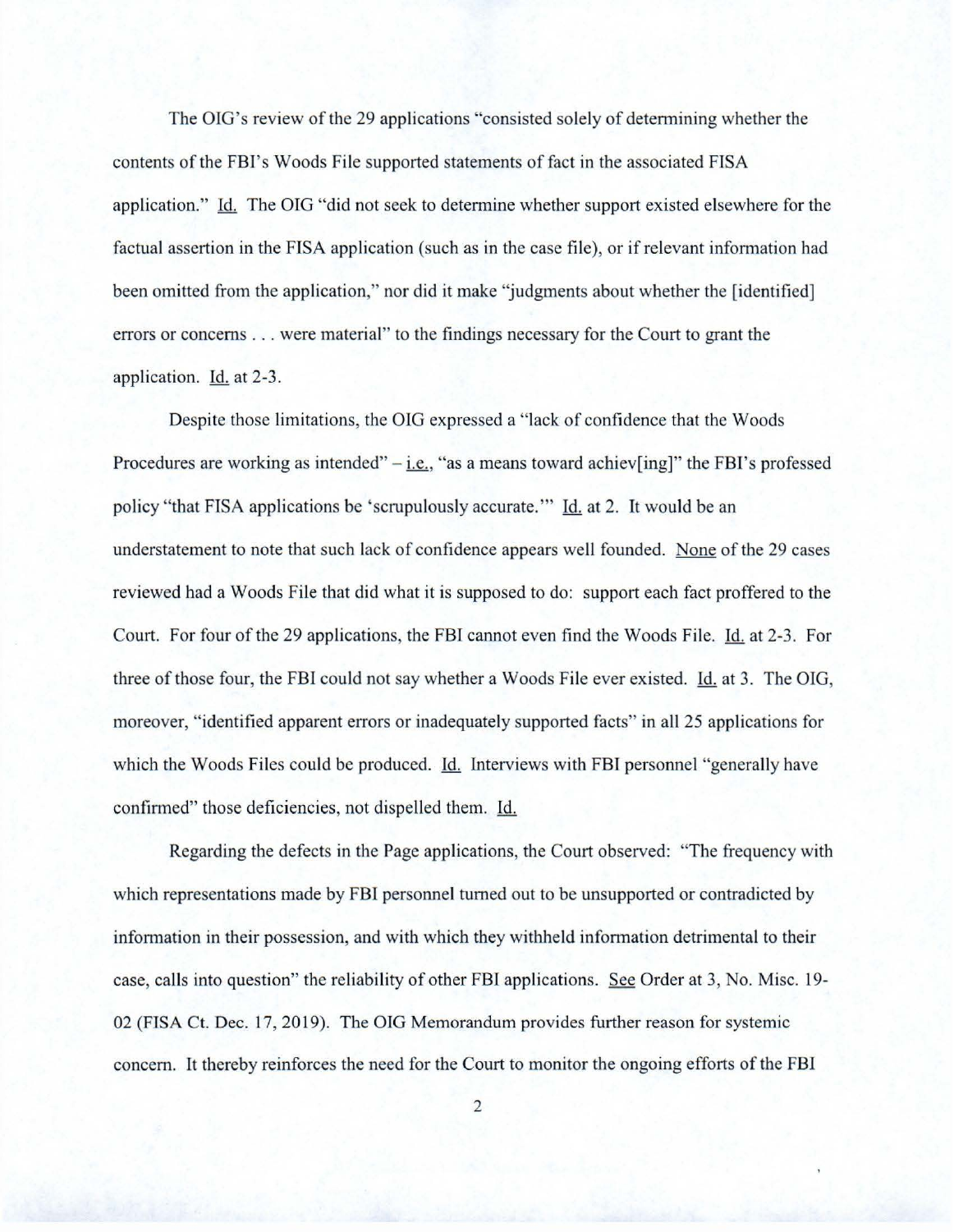The OIG's review of the 29 applications "consisted solely of determining whether the contents of the FBI's Woods File supported statements of fact in the associated FISA application." Id. The OIG "did not seek to determine whether support existed elsewhere for the factual assertion in the FISA application (such as in the case file), or if relevant information had been omitted from the application," nor did it make "judgments about whether the [identified] errors or concerns . . . were material" to the findings necessary for the Court to grant the application. Id. at 2-3.

Despite those limitations, the OIG expressed a "lack of confidence that the Woods Procedures are working as intended" – i.e., "as a means toward achiev[ing]" the FBI's professed policy "that FISA applications be 'scrupulously accurate.'" Id. at 2. It would be an understatement to note that such lack of confidence appears well founded. None of the 29 cases reviewed had a Woods File that did what it is supposed to do: support each fact proffered to the Court. For four of the 29 applications, the FBI cannot even find the Woods File. Id. at 2-3. For three of those four, the FBI could not say whether a Woods File ever existed. Id. at 3. The OIG, moreover, "identified apparent errors or inadequately supported facts" in all 25 applications for which the Woods Files could be produced. Id. Interviews with FBI personnel "generally have confirmed" those deficiencies, not dispelled them. Id.

Regarding the defects in the Page applications, the Court observed: "The frequency with which representations made by FBI personnel turned out to be unsupported or contradicted by information in their possession, and with which they withheld information detrimental to their case, calls into question" the reliability of other FBI applications. See Order at 3, No. Misc. 19-02 (FISA Ct. Dec. 17, 2019). The OIG Memorandum provides further reason for systemic concern. It thereby reinforces the need for the Court to monitor the ongoing efforts of the FBI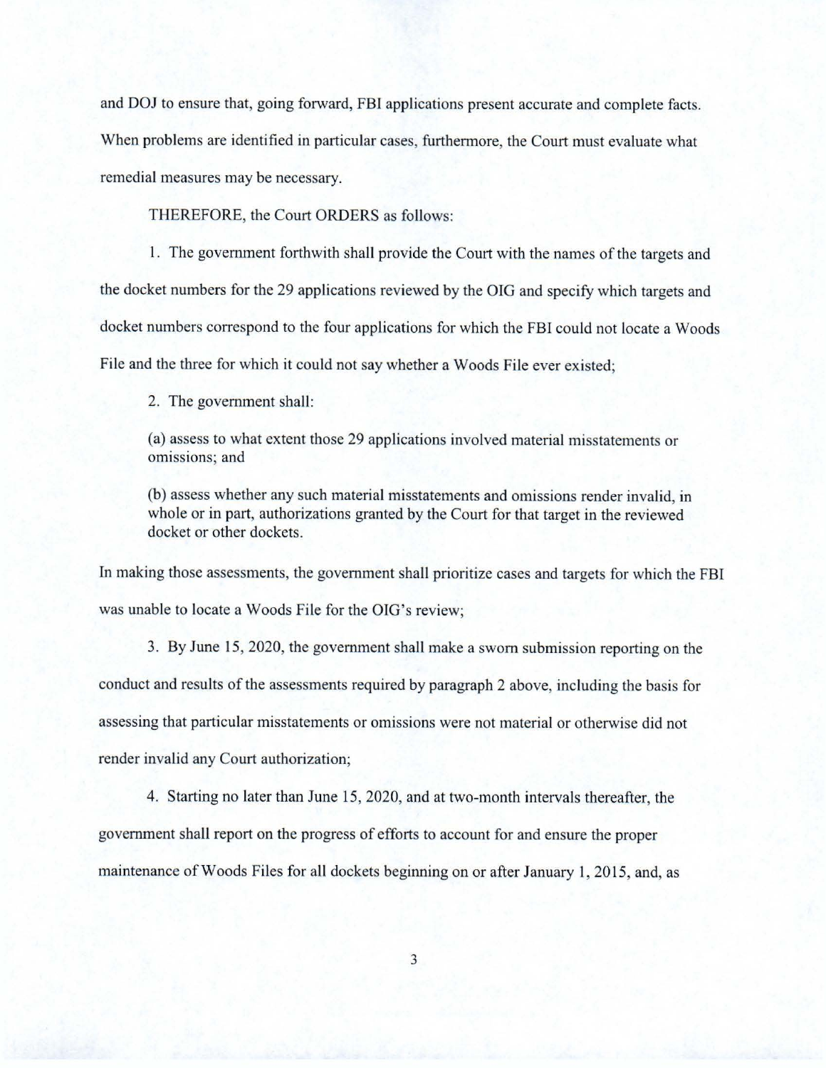and DOJ to ensure that, going forward, FBI applications present accurate and complete facts. When problems are identified in particular cases, furthermore, the Court must evaluate what remedial measures may be necessary.

THEREFORE, the Court ORDERS as follows:

1. The government forthwith shall provide the Court with the names of the targets and the docket numbers for the 29 applications reviewed by the OIG and specify which targets and docket numbers correspond to the four applications for which the FBI could not locate a Woods File and the three for which it could not say whether a Woods File ever existed;

2. The government shall:

   (a) assess to what extent those 29 applications involved material misstatements or omissions; and

   (b) assess whether any such material misstatements and omissions render invalid, in whole or in part, authorizations granted by the Court for that target in the reviewed docket or other dockets.

In making those assessments, the government shall prioritize cases and targets for which the FBI was unable to locate a Woods File for the OIG's review;

3. By June 15, 2020, the government shall make a sworn submission reporting on the conduct and results of the assessments required by paragraph 2 above, including the basis for assessing that particular misstatements or omissions were not material or otherwise did not render invalid any Court authorization;

4. Starting no later than June 15, 2020, and at two-month intervals thereafter, the government shall report on the progress of efforts to account for and ensure the proper maintenance of Woods Files for all dockets beginning on or after January 1, 2015, and, as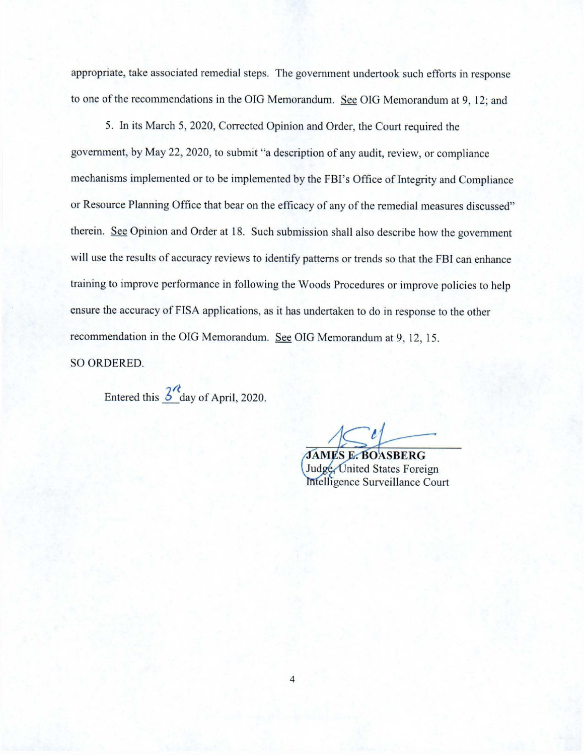appropriate, take associated remedial steps. The government undertook such efforts in response to one of the recommendations in the OIG Memorandum. See OIG Memorandum at 9, 12; and

5. In its March 5, 2020, Corrected Opinion and Order, the Court required the government, by May 22, 2020, to submit "a description of any audit, review, or compliance mechanisms implemented or to be implemented by the FBI's Office of Integrity and Compliance or Resource Planning Office that bear on the efficacy of any of the remedial measures discussed" therein. See Opinion and Order at 18. Such submission shall also describe how the government will use the results of accuracy reviews to identify patterns or trends so that the FBI can enhance training to improve performance in following the Woods Procedures or improve policies to help ensure the accuracy of FISA applications, as it has undertaken to do in response to the other recommendation in the OIG Memorandum. See OIG Memorandum at 9, 12, 15.

SO ORDERED.

Entered this 3rd day of April, 2020.

JAMES E. BOASBERG
Judge, United States Foreign
Intelligence Surveillance Court